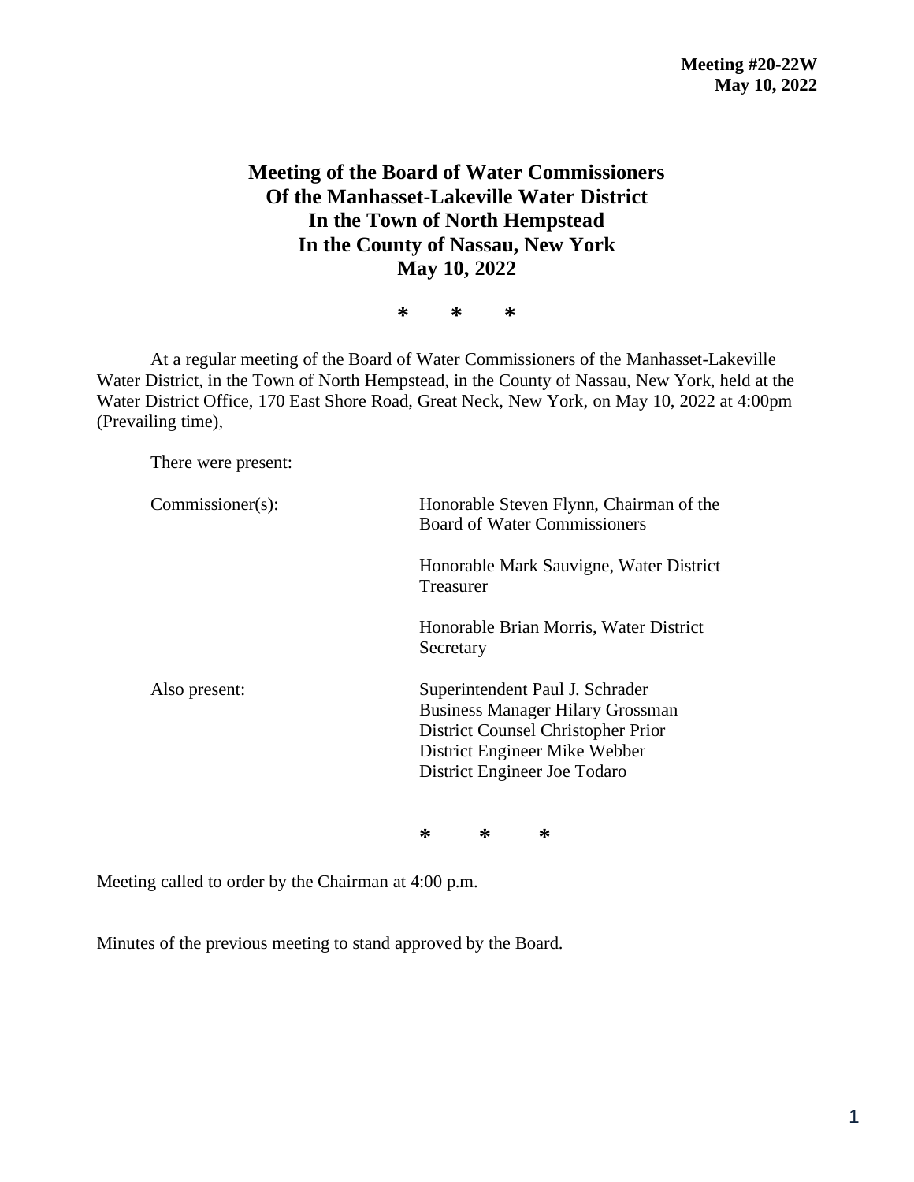**Meeting #20-22W**
**May 10, 2022**

# Meeting of the Board of Water Commissioners Of the Manhasset-Lakeville Water District In the Town of North Hempstead In the County of Nassau, New York May 10, 2022

\* \* \*

At a regular meeting of the Board of Water Commissioners of the Manhasset-Lakeville Water District, in the Town of North Hempstead, in the County of Nassau, New York, held at the Water District Office, 170 East Shore Road, Great Neck, New York, on May 10, 2022 at 4:00pm (Prevailing time),

There were present:

| | |
|---|---|
| Commissioner(s): | Honorable Steven Flynn, Chairman of the Board of Water Commissioners |
| | Honorable Mark Sauvigne, Water District Treasurer |
| | Honorable Brian Morris, Water District Secretary |
| Also present: | Superintendent Paul J. Schrader<br>Business Manager Hilary Grossman<br>District Counsel Christopher Prior<br>District Engineer Mike Webber<br>District Engineer Joe Todaro |

\* \* \*

Meeting called to order by the Chairman at 4:00 p.m.

Minutes of the previous meeting to stand approved by the Board.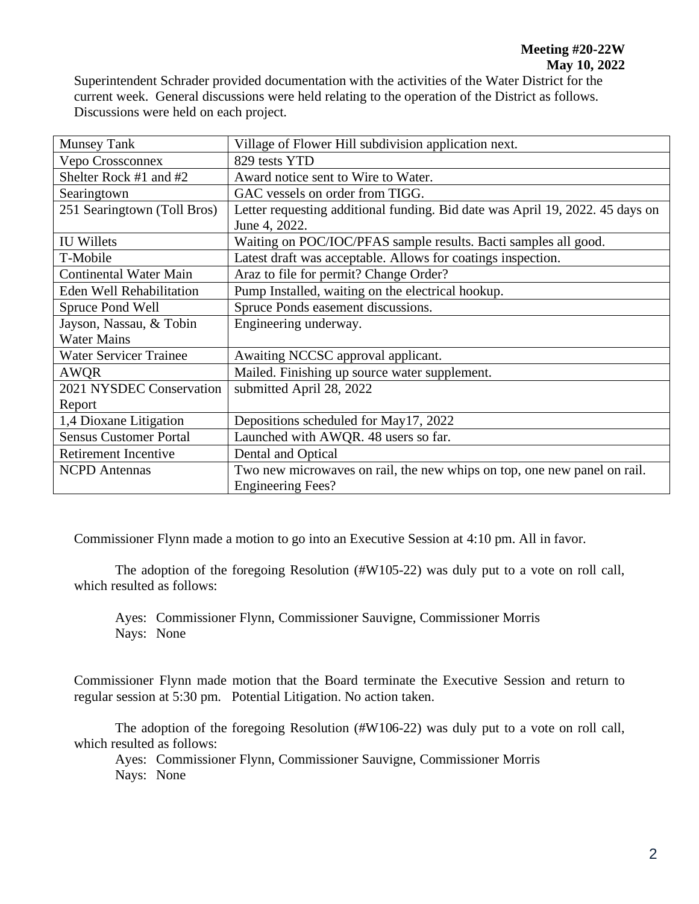**Meeting #20-22W**
**May 10, 2022**

Superintendent Schrader provided documentation with the activities of the Water District for the current week. General discussions were held relating to the operation of the District as follows. Discussions were held on each project.

| | |
|---|---|
| Munsey Tank | Village of Flower Hill subdivision application next. |
| Vepo Crossconnex | 829 tests YTD |
| Shelter Rock #1 and #2 | Award notice sent to Wire to Water. |
| Searingtown | GAC vessels on order from TIGG. |
| 251 Searingtown (Toll Bros) | Letter requesting additional funding. Bid date was April 19, 2022. 45 days on June 4, 2022. |
| IU Willets | Waiting on POC/IOC/PFAS sample results. Bacti samples all good. |
| T-Mobile | Latest draft was acceptable. Allows for coatings inspection. |
| Continental Water Main | Araz to file for permit? Change Order? |
| Eden Well Rehabilitation | Pump Installed, waiting on the electrical hookup. |
| Spruce Pond Well | Spruce Ponds easement discussions. |
| Jayson, Nassau, & Tobin Water Mains | Engineering underway. |
| Water Servicer Trainee | Awaiting NCCSC approval applicant. |
| AWQR | Mailed. Finishing up source water supplement. |
| 2021 NYSDEC Conservation Report | submitted April 28, 2022 |
| 1,4 Dioxane Litigation | Depositions scheduled for May17, 2022 |
| Sensus Customer Portal | Launched with AWQR. 48 users so far. |
| Retirement Incentive | Dental and Optical |
| NCPD Antennas | Two new microwaves on rail, the new whips on top, one new panel on rail. Engineering Fees? |

Commissioner Flynn made a motion to go into an Executive Session at 4:10 pm. All in favor.

The adoption of the foregoing Resolution (#W105-22) was duly put to a vote on roll call, which resulted as follows:

Ayes: Commissioner Flynn, Commissioner Sauvigne, Commissioner Morris
Nays: None

Commissioner Flynn made motion that the Board terminate the Executive Session and return to regular session at 5:30 pm. Potential Litigation. No action taken.

The adoption of the foregoing Resolution (#W106-22) was duly put to a vote on roll call, which resulted as follows:

Ayes: Commissioner Flynn, Commissioner Sauvigne, Commissioner Morris
Nays: None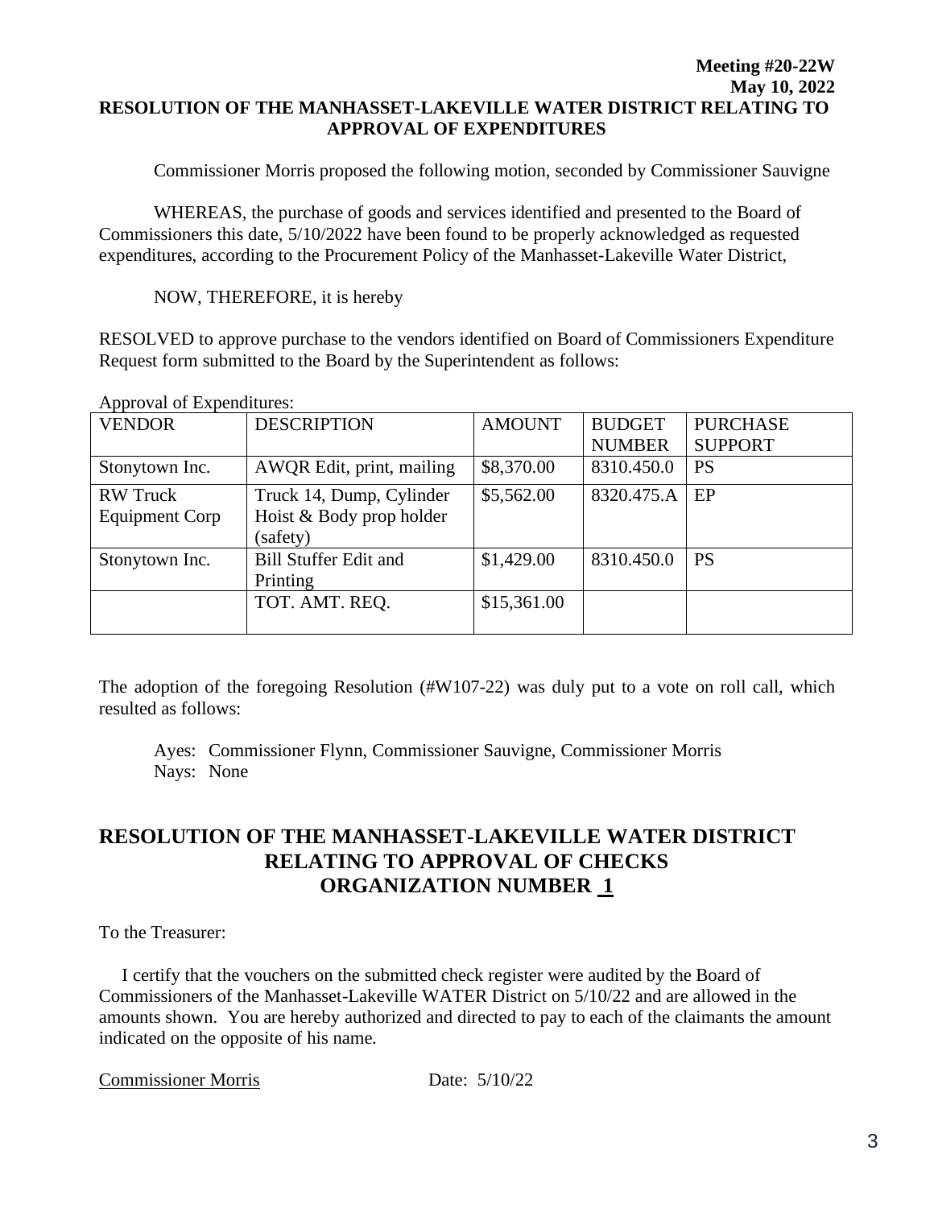**Meeting #20-22W**
**May 10, 2022**

**RESOLUTION OF THE MANHASSET-LAKEVILLE WATER DISTRICT RELATING TO APPROVAL OF EXPENDITURES**

Commissioner Morris proposed the following motion, seconded by Commissioner Sauvigne

WHEREAS, the purchase of goods and services identified and presented to the Board of Commissioners this date, 5/10/2022 have been found to be properly acknowledged as requested expenditures, according to the Procurement Policy of the Manhasset-Lakeville Water District,

NOW, THEREFORE, it is hereby

RESOLVED to approve purchase to the vendors identified on Board of Commissioners Expenditure Request form submitted to the Board by the Superintendent as follows:

Approval of Expenditures:

| VENDOR | DESCRIPTION | AMOUNT | BUDGET NUMBER | PURCHASE SUPPORT |
|---|---|---|---|---|
| Stonytown Inc. | AWQR Edit, print, mailing | $8,370.00 | 8310.450.0 | PS |
| RW Truck Equipment Corp | Truck 14, Dump, Cylinder Hoist & Body prop holder (safety) | $5,562.00 | 8320.475.A | EP |
| Stonytown Inc. | Bill Stuffer Edit and Printing | $1,429.00 | 8310.450.0 | PS |
| | TOT. AMT. REQ. | $15,361.00 | | |

The adoption of the foregoing Resolution (#W107-22) was duly put to a vote on roll call, which resulted as follows:

Ayes: Commissioner Flynn, Commissioner Sauvigne, Commissioner Morris
Nays: None

## RESOLUTION OF THE MANHASSET-LAKEVILLE WATER DISTRICT RELATING TO APPROVAL OF CHECKS ORGANIZATION NUMBER 1

To the Treasurer:

I certify that the vouchers on the submitted check register were audited by the Board of Commissioners of the Manhasset-Lakeville WATER District on 5/10/22 and are allowed in the amounts shown. You are hereby authorized and directed to pay to each of the claimants the amount indicated on the opposite of his name.

Commissioner Morris Date: 5/10/22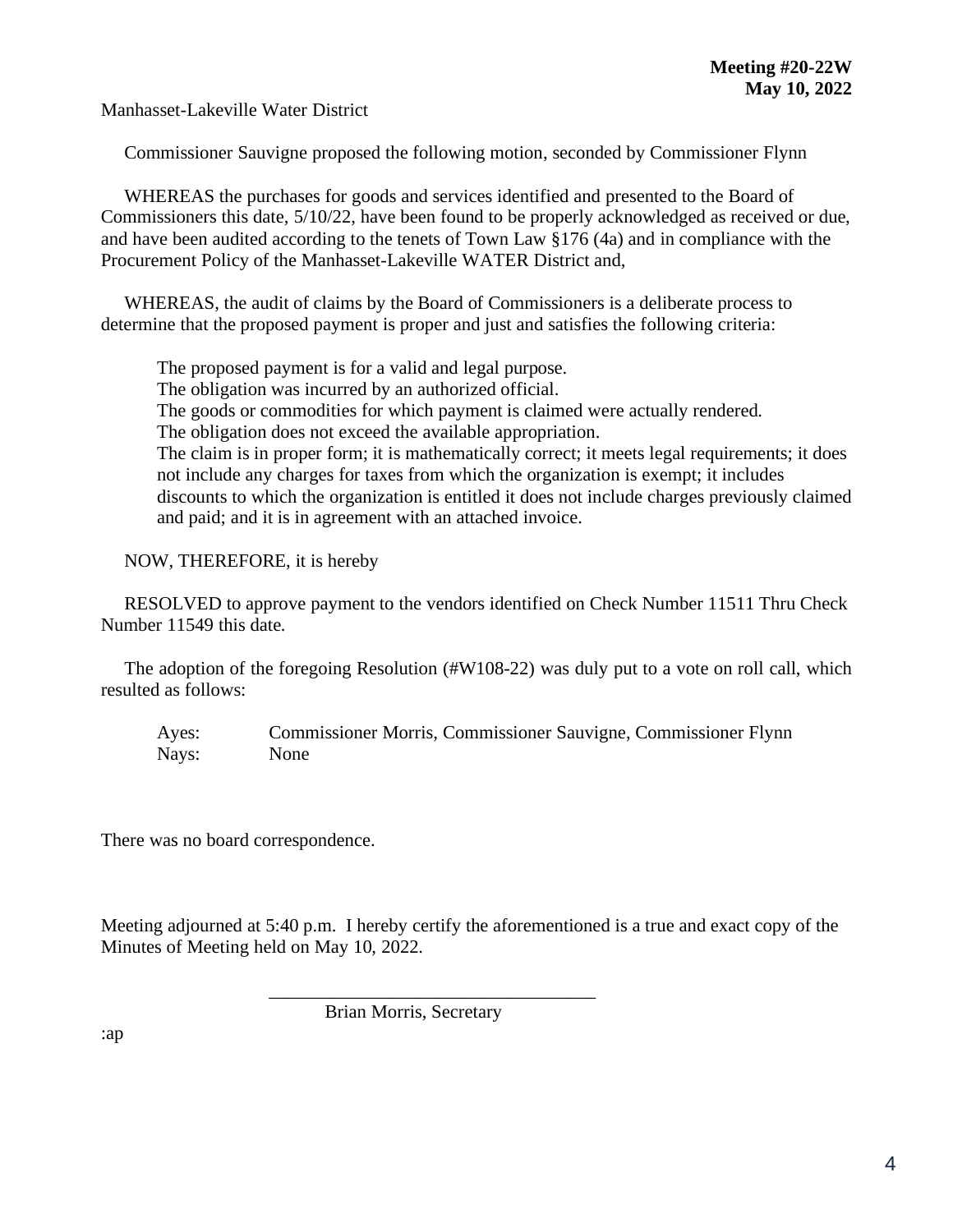**Meeting #20-22W**
**May 10, 2022**

Manhasset-Lakeville Water District

Commissioner Sauvigne proposed the following motion, seconded by Commissioner Flynn

WHEREAS the purchases for goods and services identified and presented to the Board of Commissioners this date, 5/10/22, have been found to be properly acknowledged as received or due, and have been audited according to the tenets of Town Law §176 (4a) and in compliance with the Procurement Policy of the Manhasset-Lakeville WATER District and,

WHEREAS, the audit of claims by the Board of Commissioners is a deliberate process to determine that the proposed payment is proper and just and satisfies the following criteria:

The proposed payment is for a valid and legal purpose.
The obligation was incurred by an authorized official.
The goods or commodities for which payment is claimed were actually rendered.
The obligation does not exceed the available appropriation.
The claim is in proper form; it is mathematically correct; it meets legal requirements; it does not include any charges for taxes from which the organization is exempt; it includes discounts to which the organization is entitled it does not include charges previously claimed and paid; and it is in agreement with an attached invoice.

NOW, THEREFORE, it is hereby

RESOLVED to approve payment to the vendors identified on Check Number 11511 Thru Check Number 11549 this date.

The adoption of the foregoing Resolution (#W108-22) was duly put to a vote on roll call, which resulted as follows:

Ayes: Commissioner Morris, Commissioner Sauvigne, Commissioner Flynn
Nays: None

There was no board correspondence.

Meeting adjourned at 5:40 p.m. I hereby certify the aforementioned is a true and exact copy of the Minutes of Meeting held on May 10, 2022.

\_\_\_\_\_\_\_\_\_\_\_\_\_\_\_\_\_\_\_\_\_\_\_\_\_\_\_\_\_\_\_\_\_\_\_
Brian Morris, Secretary

:ap